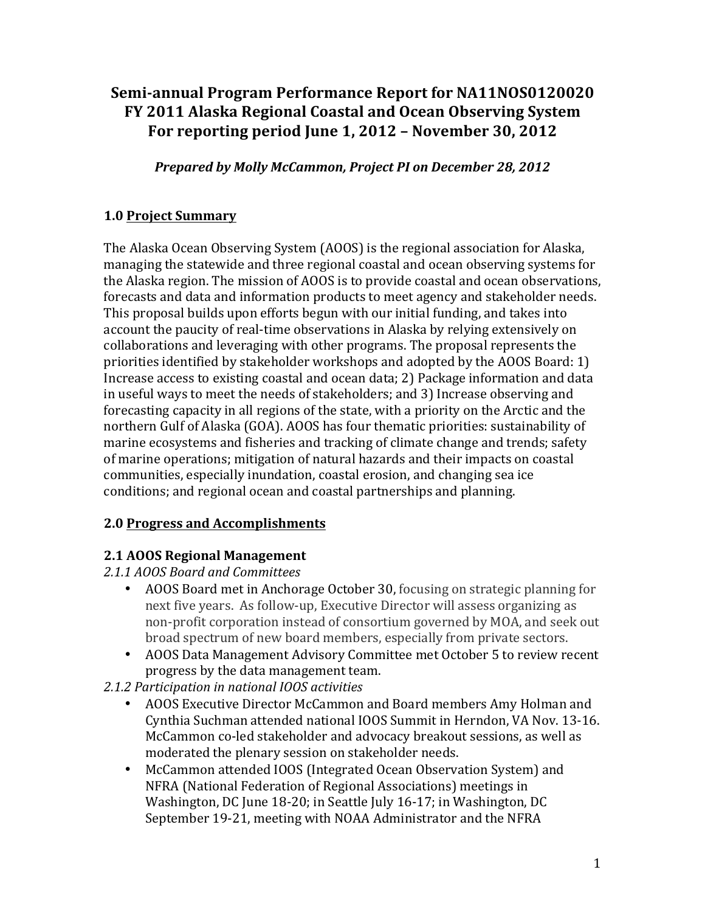# Semi-annual Program Performance Report for NA11NOS0120020 FY 2011 Alaska Regional Coastal and Ocean Observing System For reporting period June 1, 2012 – November 30, 2012

***Prepared by Molly McCammon, Project PI on December 28, 2012***

## 1.0 Project Summary

The Alaska Ocean Observing System (AOOS) is the regional association for Alaska, managing the statewide and three regional coastal and ocean observing systems for the Alaska region. The mission of AOOS is to provide coastal and ocean observations, forecasts and data and information products to meet agency and stakeholder needs. This proposal builds upon efforts begun with our initial funding, and takes into account the paucity of real-time observations in Alaska by relying extensively on collaborations and leveraging with other programs. The proposal represents the priorities identified by stakeholder workshops and adopted by the AOOS Board: 1) Increase access to existing coastal and ocean data; 2) Package information and data in useful ways to meet the needs of stakeholders; and 3) Increase observing and forecasting capacity in all regions of the state, with a priority on the Arctic and the northern Gulf of Alaska (GOA). AOOS has four thematic priorities: sustainability of marine ecosystems and fisheries and tracking of climate change and trends; safety of marine operations; mitigation of natural hazards and their impacts on coastal communities, especially inundation, coastal erosion, and changing sea ice conditions; and regional ocean and coastal partnerships and planning.

## 2.0 Progress and Accomplishments

### 2.1 AOOS Regional Management

*2.1.1 AOOS Board and Committees*

- AOOS Board met in Anchorage October 30, focusing on strategic planning for next five years. As follow-up, Executive Director will assess organizing as non-profit corporation instead of consortium governed by MOA, and seek out broad spectrum of new board members, especially from private sectors.
- AOOS Data Management Advisory Committee met October 5 to review recent progress by the data management team.

*2.1.2 Participation in national IOOS activities*

- AOOS Executive Director McCammon and Board members Amy Holman and Cynthia Suchman attended national IOOS Summit in Herndon, VA Nov. 13-16. McCammon co-led stakeholder and advocacy breakout sessions, as well as moderated the plenary session on stakeholder needs.
- McCammon attended IOOS (Integrated Ocean Observation System) and NFRA (National Federation of Regional Associations) meetings in Washington, DC June 18-20; in Seattle July 16-17; in Washington, DC September 19-21, meeting with NOAA Administrator and the NFRA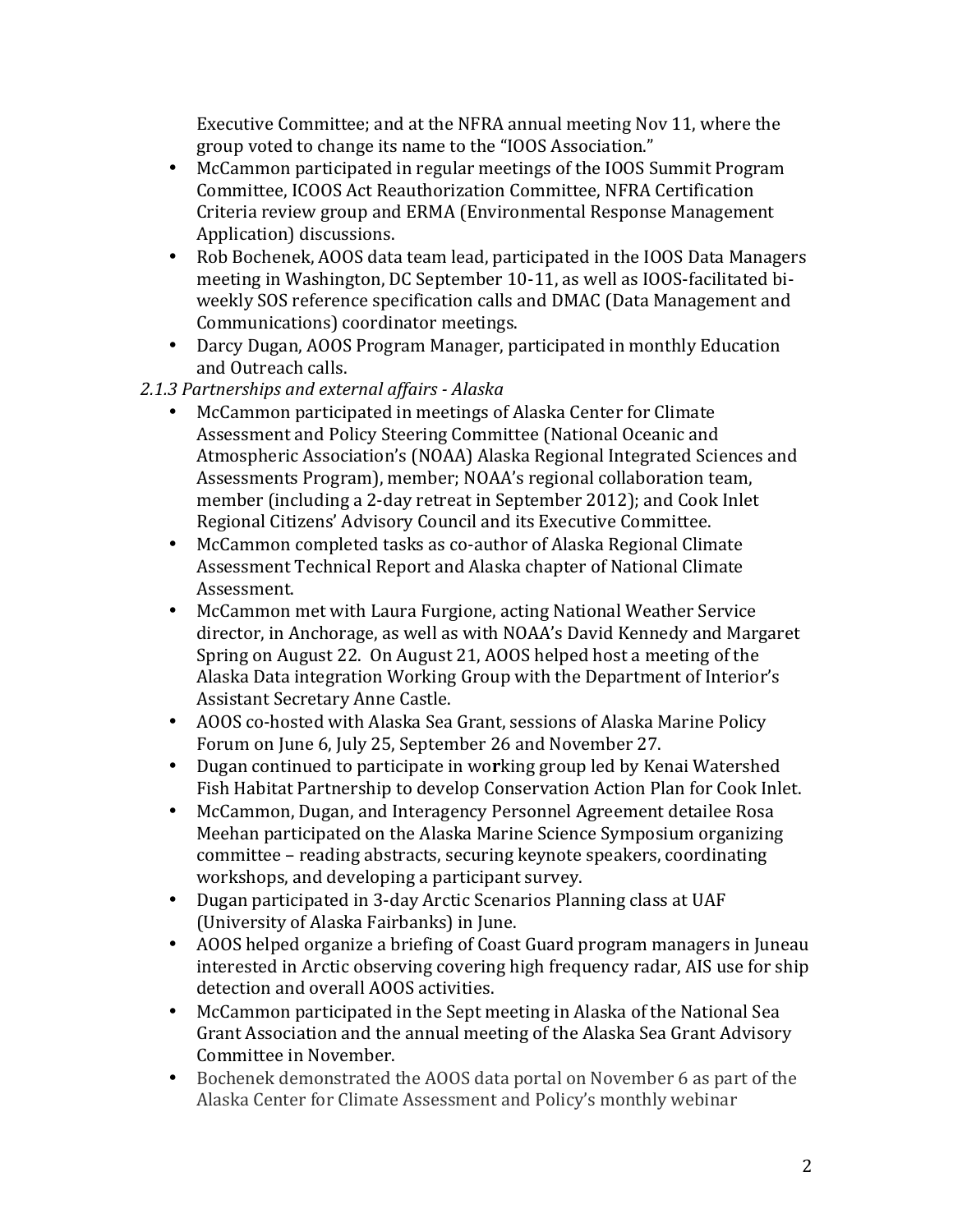Executive Committee; and at the NFRA annual meeting Nov 11, where the group voted to change its name to the "IOOS Association."

- McCammon participated in regular meetings of the IOOS Summit Program Committee, ICOOS Act Reauthorization Committee, NFRA Certification Criteria review group and ERMA (Environmental Response Management Application) discussions.
- Rob Bochenek, AOOS data team lead, participated in the IOOS Data Managers meeting in Washington, DC September 10-11, as well as IOOS-facilitated bi-weekly SOS reference specification calls and DMAC (Data Management and Communications) coordinator meetings.
- Darcy Dugan, AOOS Program Manager, participated in monthly Education and Outreach calls.

*2.1.3 Partnerships and external affairs - Alaska*

- McCammon participated in meetings of Alaska Center for Climate Assessment and Policy Steering Committee (National Oceanic and Atmospheric Association's (NOAA) Alaska Regional Integrated Sciences and Assessments Program), member; NOAA's regional collaboration team, member (including a 2-day retreat in September 2012); and Cook Inlet Regional Citizens' Advisory Council and its Executive Committee.
- McCammon completed tasks as co-author of Alaska Regional Climate Assessment Technical Report and Alaska chapter of National Climate Assessment.
- McCammon met with Laura Furgione, acting National Weather Service director, in Anchorage, as well as with NOAA's David Kennedy and Margaret Spring on August 22. On August 21, AOOS helped host a meeting of the Alaska Data integration Working Group with the Department of Interior's Assistant Secretary Anne Castle.
- AOOS co-hosted with Alaska Sea Grant, sessions of Alaska Marine Policy Forum on June 6, July 25, September 26 and November 27.
- Dugan continued to participate in working group led by Kenai Watershed Fish Habitat Partnership to develop Conservation Action Plan for Cook Inlet.
- McCammon, Dugan, and Interagency Personnel Agreement detailee Rosa Meehan participated on the Alaska Marine Science Symposium organizing committee – reading abstracts, securing keynote speakers, coordinating workshops, and developing a participant survey.
- Dugan participated in 3-day Arctic Scenarios Planning class at UAF (University of Alaska Fairbanks) in June.
- AOOS helped organize a briefing of Coast Guard program managers in Juneau interested in Arctic observing covering high frequency radar, AIS use for ship detection and overall AOOS activities.
- McCammon participated in the Sept meeting in Alaska of the National Sea Grant Association and the annual meeting of the Alaska Sea Grant Advisory Committee in November.
- Bochenek demonstrated the AOOS data portal on November 6 as part of the Alaska Center for Climate Assessment and Policy's monthly webinar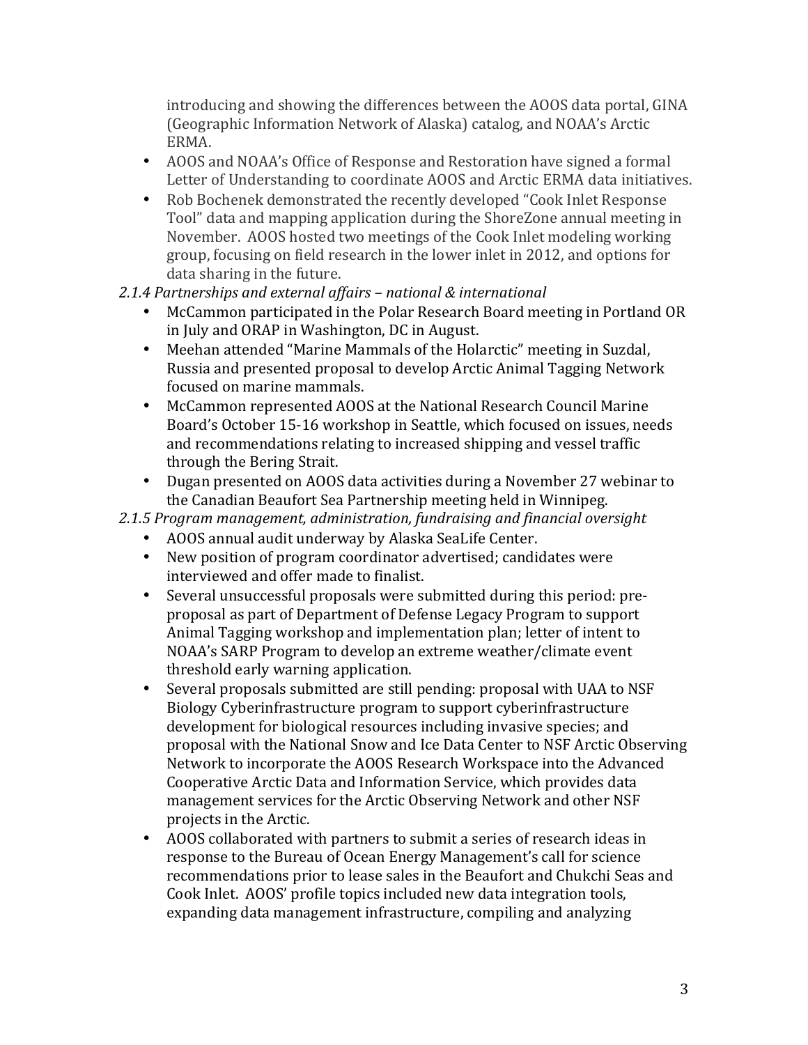introducing and showing the differences between the AOOS data portal, GINA (Geographic Information Network of Alaska) catalog, and NOAA's Arctic ERMA.

- AOOS and NOAA's Office of Response and Restoration have signed a formal Letter of Understanding to coordinate AOOS and Arctic ERMA data initiatives.
- Rob Bochenek demonstrated the recently developed "Cook Inlet Response Tool" data and mapping application during the ShoreZone annual meeting in November. AOOS hosted two meetings of the Cook Inlet modeling working group, focusing on field research in the lower inlet in 2012, and options for data sharing in the future.

*2.1.4 Partnerships and external affairs – national & international*

- McCammon participated in the Polar Research Board meeting in Portland OR in July and ORAP in Washington, DC in August.
- Meehan attended "Marine Mammals of the Holarctic" meeting in Suzdal, Russia and presented proposal to develop Arctic Animal Tagging Network focused on marine mammals.
- McCammon represented AOOS at the National Research Council Marine Board's October 15-16 workshop in Seattle, which focused on issues, needs and recommendations relating to increased shipping and vessel traffic through the Bering Strait.
- Dugan presented on AOOS data activities during a November 27 webinar to the Canadian Beaufort Sea Partnership meeting held in Winnipeg.

*2.1.5 Program management, administration, fundraising and financial oversight*

- AOOS annual audit underway by Alaska SeaLife Center.
- New position of program coordinator advertised; candidates were interviewed and offer made to finalist.
- Several unsuccessful proposals were submitted during this period: pre-proposal as part of Department of Defense Legacy Program to support Animal Tagging workshop and implementation plan; letter of intent to NOAA's SARP Program to develop an extreme weather/climate event threshold early warning application.
- Several proposals submitted are still pending: proposal with UAA to NSF Biology Cyberinfrastructure program to support cyberinfrastructure development for biological resources including invasive species; and proposal with the National Snow and Ice Data Center to NSF Arctic Observing Network to incorporate the AOOS Research Workspace into the Advanced Cooperative Arctic Data and Information Service, which provides data management services for the Arctic Observing Network and other NSF projects in the Arctic.
- AOOS collaborated with partners to submit a series of research ideas in response to the Bureau of Ocean Energy Management's call for science recommendations prior to lease sales in the Beaufort and Chukchi Seas and Cook Inlet. AOOS' profile topics included new data integration tools, expanding data management infrastructure, compiling and analyzing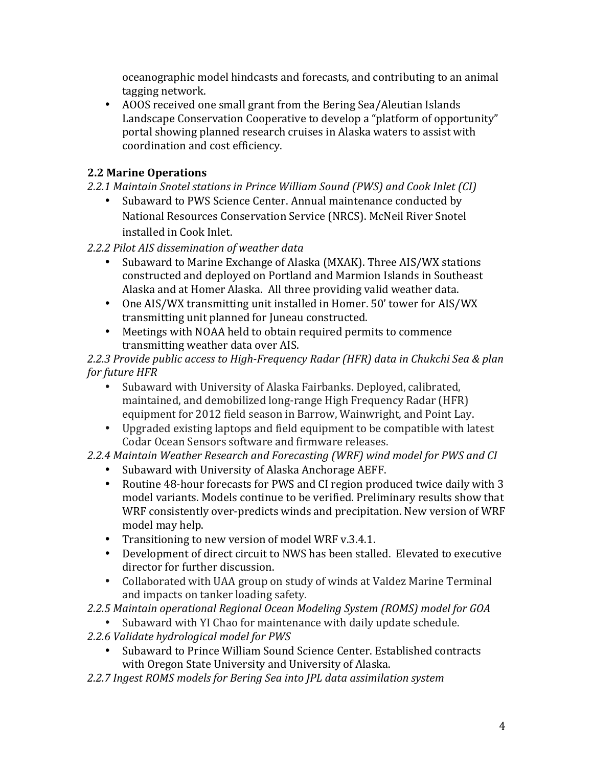oceanographic model hindcasts and forecasts, and contributing to an animal tagging network.

- AOOS received one small grant from the Bering Sea/Aleutian Islands Landscape Conservation Cooperative to develop a "platform of opportunity" portal showing planned research cruises in Alaska waters to assist with coordination and cost efficiency.

## 2.2 Marine Operations

*2.2.1 Maintain Snotel stations in Prince William Sound (PWS) and Cook Inlet (CI)*

- Subaward to PWS Science Center. Annual maintenance conducted by National Resources Conservation Service (NRCS). McNeil River Snotel installed in Cook Inlet.

*2.2.2 Pilot AIS dissemination of weather data*

- Subaward to Marine Exchange of Alaska (MXAK). Three AIS/WX stations constructed and deployed on Portland and Marmion Islands in Southeast Alaska and at Homer Alaska. All three providing valid weather data.
- One AIS/WX transmitting unit installed in Homer. 50' tower for AIS/WX transmitting unit planned for Juneau constructed.
- Meetings with NOAA held to obtain required permits to commence transmitting weather data over AIS.

*2.2.3 Provide public access to High-Frequency Radar (HFR) data in Chukchi Sea & plan for future HFR*

- Subaward with University of Alaska Fairbanks. Deployed, calibrated, maintained, and demobilized long-range High Frequency Radar (HFR) equipment for 2012 field season in Barrow, Wainwright, and Point Lay.
- Upgraded existing laptops and field equipment to be compatible with latest Codar Ocean Sensors software and firmware releases.

*2.2.4 Maintain Weather Research and Forecasting (WRF) wind model for PWS and CI*

- Subaward with University of Alaska Anchorage AEFF.
- Routine 48-hour forecasts for PWS and CI region produced twice daily with 3 model variants. Models continue to be verified. Preliminary results show that WRF consistently over-predicts winds and precipitation. New version of WRF model may help.
- Transitioning to new version of model WRF v.3.4.1.
- Development of direct circuit to NWS has been stalled. Elevated to executive director for further discussion.
- Collaborated with UAA group on study of winds at Valdez Marine Terminal and impacts on tanker loading safety.

*2.2.5 Maintain operational Regional Ocean Modeling System (ROMS) model for GOA*

- Subaward with YI Chao for maintenance with daily update schedule.

*2.2.6 Validate hydrological model for PWS*

- Subaward to Prince William Sound Science Center. Established contracts with Oregon State University and University of Alaska.

*2.2.7 Ingest ROMS models for Bering Sea into JPL data assimilation system*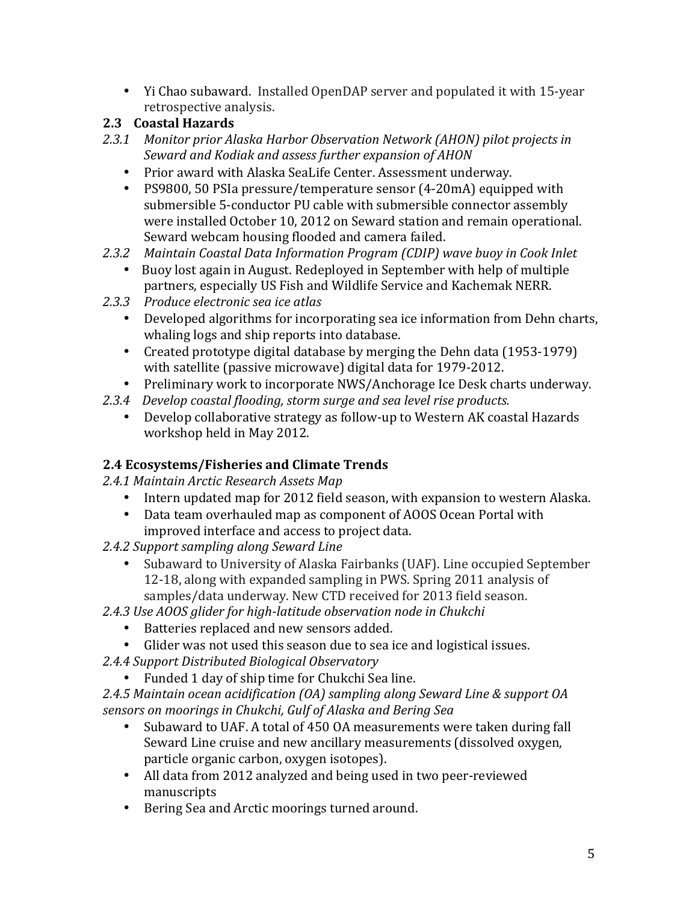- Yi Chao subaward. Installed OpenDAP server and populated it with 15-year retrospective analysis.

### 2.3 Coastal Hazards

*2.3.1 Monitor prior Alaska Harbor Observation Network (AHON) pilot projects in Seward and Kodiak and assess further expansion of AHON*

- Prior award with Alaska SeaLife Center. Assessment underway.
- PS9800, 50 PSIa pressure/temperature sensor (4-20mA) equipped with submersible 5-conductor PU cable with submersible connector assembly were installed October 10, 2012 on Seward station and remain operational. Seward webcam housing flooded and camera failed.

*2.3.2 Maintain Coastal Data Information Program (CDIP) wave buoy in Cook Inlet*

- Buoy lost again in August. Redeployed in September with help of multiple partners, especially US Fish and Wildlife Service and Kachemak NERR.

*2.3.3 Produce electronic sea ice atlas*

- Developed algorithms for incorporating sea ice information from Dehn charts, whaling logs and ship reports into database.
- Created prototype digital database by merging the Dehn data (1953-1979) with satellite (passive microwave) digital data for 1979-2012.
- Preliminary work to incorporate NWS/Anchorage Ice Desk charts underway.

*2.3.4 Develop coastal flooding, storm surge and sea level rise products.*

- Develop collaborative strategy as follow-up to Western AK coastal Hazards workshop held in May 2012.

### 2.4 Ecosystems/Fisheries and Climate Trends

*2.4.1 Maintain Arctic Research Assets Map*

- Intern updated map for 2012 field season, with expansion to western Alaska.
- Data team overhauled map as component of AOOS Ocean Portal with improved interface and access to project data.

*2.4.2 Support sampling along Seward Line*

- Subaward to University of Alaska Fairbanks (UAF). Line occupied September 12-18, along with expanded sampling in PWS. Spring 2011 analysis of samples/data underway. New CTD received for 2013 field season.

*2.4.3 Use AOOS glider for high-latitude observation node in Chukchi*

- Batteries replaced and new sensors added.
- Glider was not used this season due to sea ice and logistical issues.

*2.4.4 Support Distributed Biological Observatory*

- Funded 1 day of ship time for Chukchi Sea line.

*2.4.5 Maintain ocean acidification (OA) sampling along Seward Line & support OA sensors on moorings in Chukchi, Gulf of Alaska and Bering Sea*

- Subaward to UAF. A total of 450 OA measurements were taken during fall Seward Line cruise and new ancillary measurements (dissolved oxygen, particle organic carbon, oxygen isotopes).
- All data from 2012 analyzed and being used in two peer-reviewed manuscripts
- Bering Sea and Arctic moorings turned around.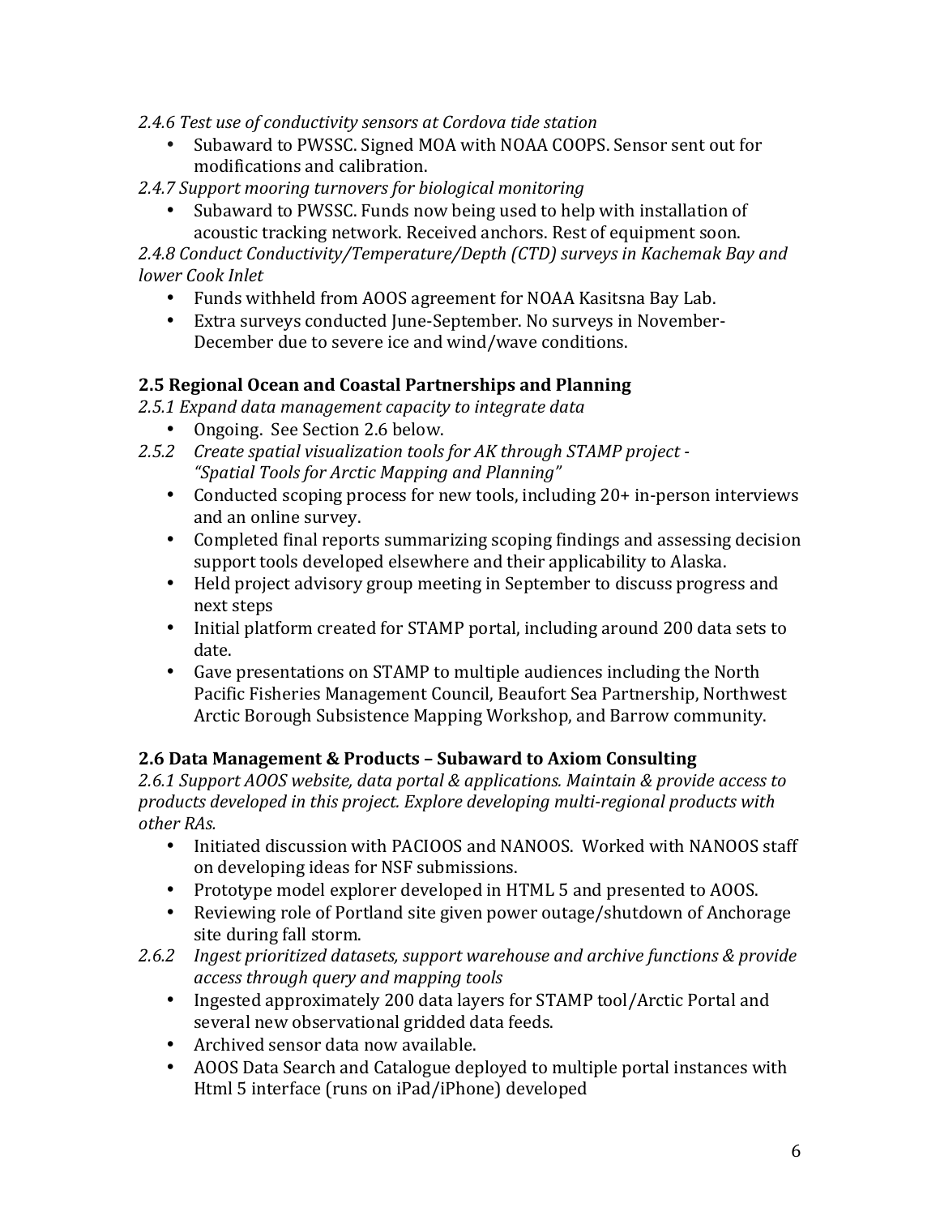*2.4.6 Test use of conductivity sensors at Cordova tide station*

- Subaward to PWSSC. Signed MOA with NOAA COOPS. Sensor sent out for modifications and calibration.

*2.4.7 Support mooring turnovers for biological monitoring*

- Subaward to PWSSC. Funds now being used to help with installation of acoustic tracking network. Received anchors. Rest of equipment soon.

*2.4.8 Conduct Conductivity/Temperature/Depth (CTD) surveys in Kachemak Bay and lower Cook Inlet*

- Funds withheld from AOOS agreement for NOAA Kasitsna Bay Lab.
- Extra surveys conducted June-September. No surveys in November-December due to severe ice and wind/wave conditions.

### 2.5 Regional Ocean and Coastal Partnerships and Planning

*2.5.1 Expand data management capacity to integrate data*

- Ongoing. See Section 2.6 below.

*2.5.2 Create spatial visualization tools for AK through STAMP project - "Spatial Tools for Arctic Mapping and Planning"*

- Conducted scoping process for new tools, including 20+ in-person interviews and an online survey.
- Completed final reports summarizing scoping findings and assessing decision support tools developed elsewhere and their applicability to Alaska.
- Held project advisory group meeting in September to discuss progress and next steps
- Initial platform created for STAMP portal, including around 200 data sets to date.
- Gave presentations on STAMP to multiple audiences including the North Pacific Fisheries Management Council, Beaufort Sea Partnership, Northwest Arctic Borough Subsistence Mapping Workshop, and Barrow community.

### 2.6 Data Management & Products – Subaward to Axiom Consulting

*2.6.1 Support AOOS website, data portal & applications. Maintain & provide access to products developed in this project. Explore developing multi-regional products with other RAs.*

- Initiated discussion with PACIOOS and NANOOS. Worked with NANOOS staff on developing ideas for NSF submissions.
- Prototype model explorer developed in HTML 5 and presented to AOOS.
- Reviewing role of Portland site given power outage/shutdown of Anchorage site during fall storm.

*2.6.2 Ingest prioritized datasets, support warehouse and archive functions & provide access through query and mapping tools*

- Ingested approximately 200 data layers for STAMP tool/Arctic Portal and several new observational gridded data feeds.
- Archived sensor data now available.
- AOOS Data Search and Catalogue deployed to multiple portal instances with Html 5 interface (runs on iPad/iPhone) developed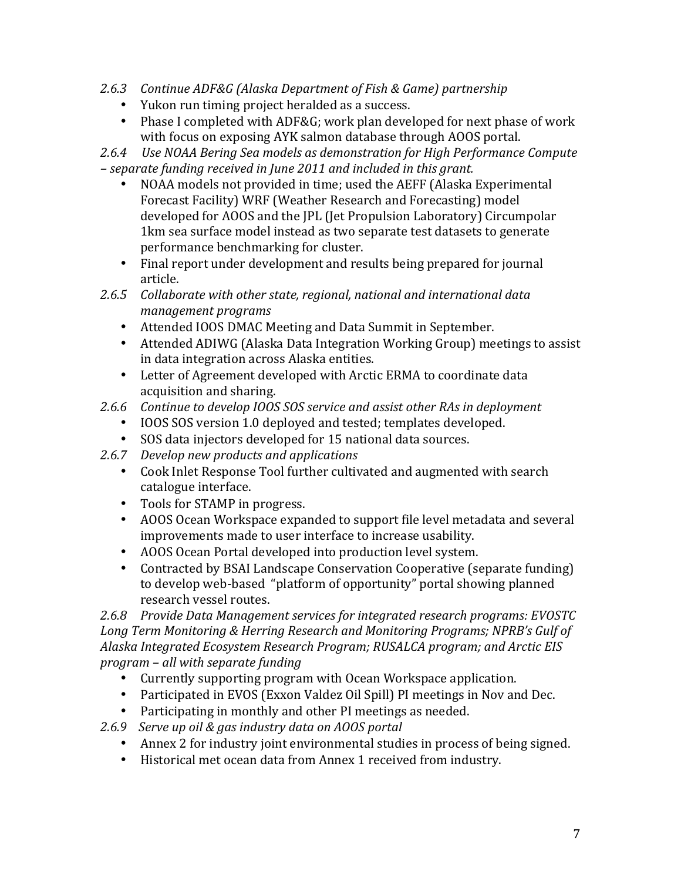*2.6.3 Continue ADF&G (Alaska Department of Fish & Game) partnership*

- Yukon run timing project heralded as a success.
- Phase I completed with ADF&G; work plan developed for next phase of work with focus on exposing AYK salmon database through AOOS portal.

*2.6.4 Use NOAA Bering Sea models as demonstration for High Performance Compute – separate funding received in June 2011 and included in this grant.*

- NOAA models not provided in time; used the AEFF (Alaska Experimental Forecast Facility) WRF (Weather Research and Forecasting) model developed for AOOS and the JPL (Jet Propulsion Laboratory) Circumpolar 1km sea surface model instead as two separate test datasets to generate performance benchmarking for cluster.
- Final report under development and results being prepared for journal article.

*2.6.5 Collaborate with other state, regional, national and international data management programs*

- Attended IOOS DMAC Meeting and Data Summit in September.
- Attended ADIWG (Alaska Data Integration Working Group) meetings to assist in data integration across Alaska entities.
- Letter of Agreement developed with Arctic ERMA to coordinate data acquisition and sharing.

*2.6.6 Continue to develop IOOS SOS service and assist other RAs in deployment*

- IOOS SOS version 1.0 deployed and tested; templates developed.
- SOS data injectors developed for 15 national data sources.

*2.6.7 Develop new products and applications*

- Cook Inlet Response Tool further cultivated and augmented with search catalogue interface.
- Tools for STAMP in progress.
- AOOS Ocean Workspace expanded to support file level metadata and several improvements made to user interface to increase usability.
- AOOS Ocean Portal developed into production level system.
- Contracted by BSAI Landscape Conservation Cooperative (separate funding) to develop web-based "platform of opportunity" portal showing planned research vessel routes.

*2.6.8 Provide Data Management services for integrated research programs: EVOSTC Long Term Monitoring & Herring Research and Monitoring Programs; NPRB's Gulf of Alaska Integrated Ecosystem Research Program; RUSALCA program; and Arctic EIS program – all with separate funding*

- Currently supporting program with Ocean Workspace application.
- Participated in EVOS (Exxon Valdez Oil Spill) PI meetings in Nov and Dec.
- Participating in monthly and other PI meetings as needed.

*2.6.9 Serve up oil & gas industry data on AOOS portal*

- Annex 2 for industry joint environmental studies in process of being signed.
- Historical met ocean data from Annex 1 received from industry.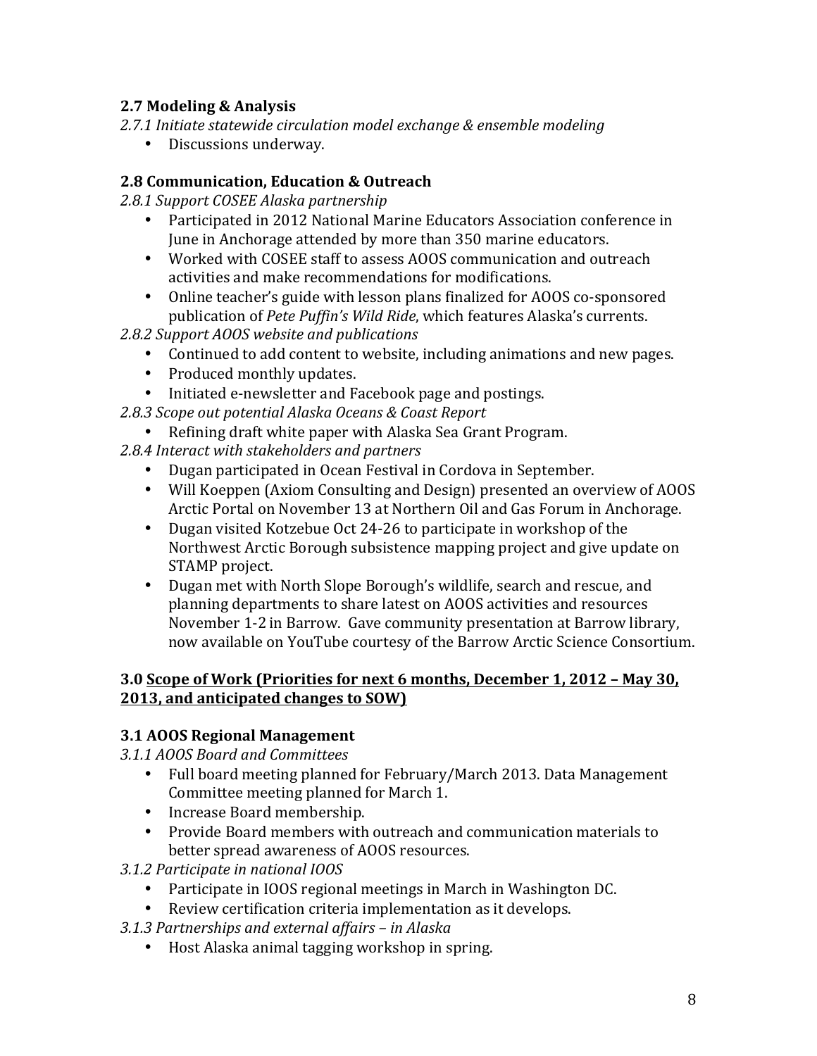### 2.7 Modeling & Analysis

*2.7.1 Initiate statewide circulation model exchange & ensemble modeling*

- Discussions underway.

### 2.8 Communication, Education & Outreach

*2.8.1 Support COSEE Alaska partnership*

- Participated in 2012 National Marine Educators Association conference in June in Anchorage attended by more than 350 marine educators.
- Worked with COSEE staff to assess AOOS communication and outreach activities and make recommendations for modifications.
- Online teacher's guide with lesson plans finalized for AOOS co-sponsored publication of *Pete Puffin's Wild Ride*, which features Alaska's currents.

*2.8.2 Support AOOS website and publications*

- Continued to add content to website, including animations and new pages.
- Produced monthly updates.
- Initiated e-newsletter and Facebook page and postings.

*2.8.3 Scope out potential Alaska Oceans & Coast Report*

- Refining draft white paper with Alaska Sea Grant Program.

*2.8.4 Interact with stakeholders and partners*

- Dugan participated in Ocean Festival in Cordova in September.
- Will Koeppen (Axiom Consulting and Design) presented an overview of AOOS Arctic Portal on November 13 at Northern Oil and Gas Forum in Anchorage.
- Dugan visited Kotzebue Oct 24-26 to participate in workshop of the Northwest Arctic Borough subsistence mapping project and give update on STAMP project.
- Dugan met with North Slope Borough's wildlife, search and rescue, and planning departments to share latest on AOOS activities and resources November 1-2 in Barrow. Gave community presentation at Barrow library, now available on YouTube courtesy of the Barrow Arctic Science Consortium.

## 3.0 <u>Scope of Work (Priorities for next 6 months, December 1, 2012 – May 30, 2013, and anticipated changes to SOW)</u>

### 3.1 AOOS Regional Management

*3.1.1 AOOS Board and Committees*

- Full board meeting planned for February/March 2013. Data Management Committee meeting planned for March 1.
- Increase Board membership.
- Provide Board members with outreach and communication materials to better spread awareness of AOOS resources.

*3.1.2 Participate in national IOOS*

- Participate in IOOS regional meetings in March in Washington DC.
- Review certification criteria implementation as it develops.

*3.1.3 Partnerships and external affairs – in Alaska*

- Host Alaska animal tagging workshop in spring.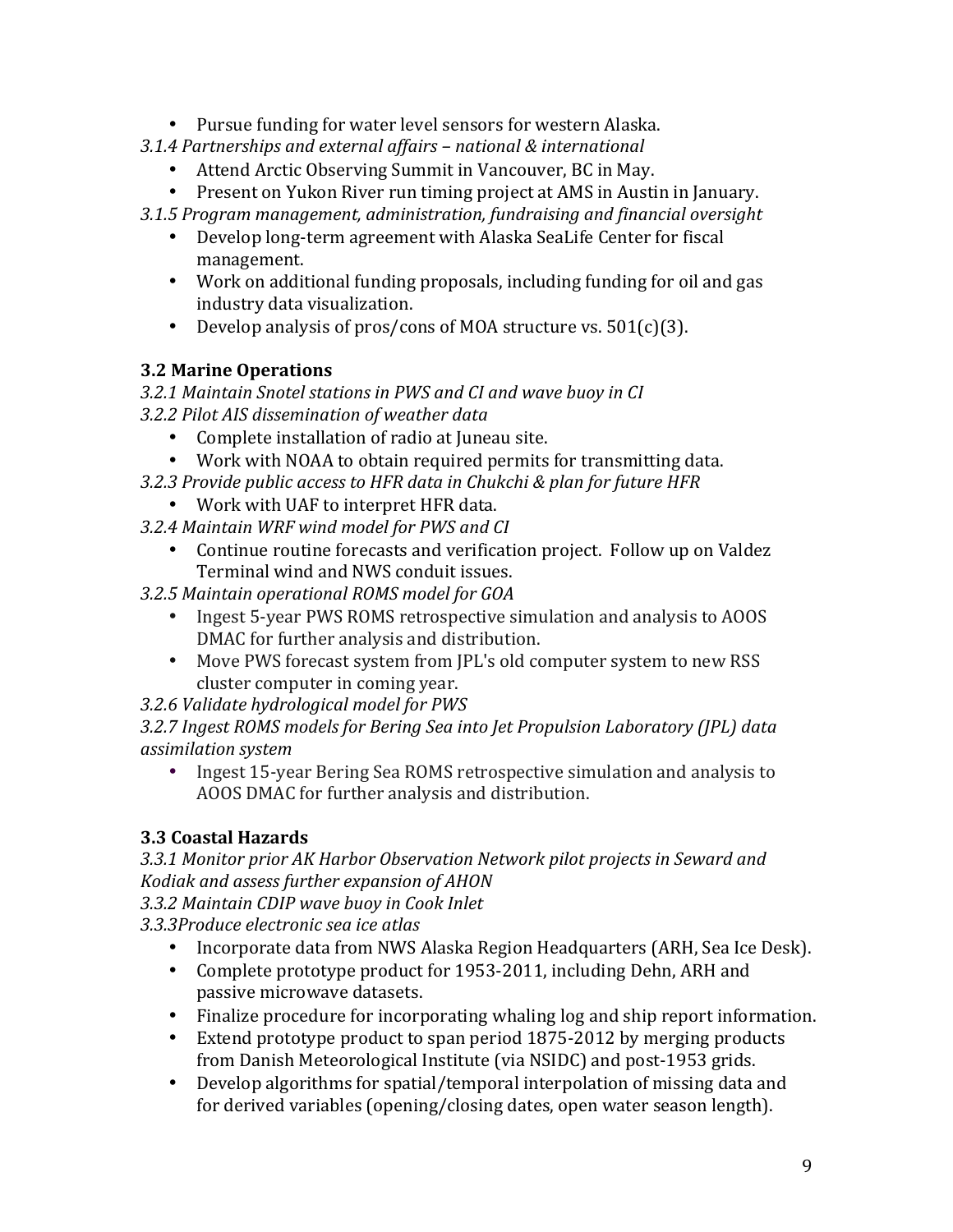- Pursue funding for water level sensors for western Alaska.

*3.1.4 Partnerships and external affairs – national & international*

- Attend Arctic Observing Summit in Vancouver, BC in May.
- Present on Yukon River run timing project at AMS in Austin in January.

*3.1.5 Program management, administration, fundraising and financial oversight*

- Develop long-term agreement with Alaska SeaLife Center for fiscal management.
- Work on additional funding proposals, including funding for oil and gas industry data visualization.
- Develop analysis of pros/cons of MOA structure vs. 501(c)(3).

**3.2 Marine Operations**

*3.2.1 Maintain Snotel stations in PWS and CI and wave buoy in CI*

*3.2.2 Pilot AIS dissemination of weather data*

- Complete installation of radio at Juneau site.
- Work with NOAA to obtain required permits for transmitting data.

*3.2.3 Provide public access to HFR data in Chukchi & plan for future HFR*

- Work with UAF to interpret HFR data.

*3.2.4 Maintain WRF wind model for PWS and CI*

- Continue routine forecasts and verification project. Follow up on Valdez Terminal wind and NWS conduit issues.

*3.2.5 Maintain operational ROMS model for GOA*

- Ingest 5-year PWS ROMS retrospective simulation and analysis to AOOS DMAC for further analysis and distribution.
- Move PWS forecast system from JPL's old computer system to new RSS cluster computer in coming year.

*3.2.6 Validate hydrological model for PWS*

*3.2.7 Ingest ROMS models for Bering Sea into Jet Propulsion Laboratory (JPL) data assimilation system*

- Ingest 15-year Bering Sea ROMS retrospective simulation and analysis to AOOS DMAC for further analysis and distribution.

**3.3 Coastal Hazards**

*3.3.1 Monitor prior AK Harbor Observation Network pilot projects in Seward and Kodiak and assess further expansion of AHON*

*3.3.2 Maintain CDIP wave buoy in Cook Inlet*

*3.3.3Produce electronic sea ice atlas*

- Incorporate data from NWS Alaska Region Headquarters (ARH, Sea Ice Desk).
- Complete prototype product for 1953-2011, including Dehn, ARH and passive microwave datasets.
- Finalize procedure for incorporating whaling log and ship report information.
- Extend prototype product to span period 1875-2012 by merging products from Danish Meteorological Institute (via NSIDC) and post-1953 grids.
- Develop algorithms for spatial/temporal interpolation of missing data and for derived variables (opening/closing dates, open water season length).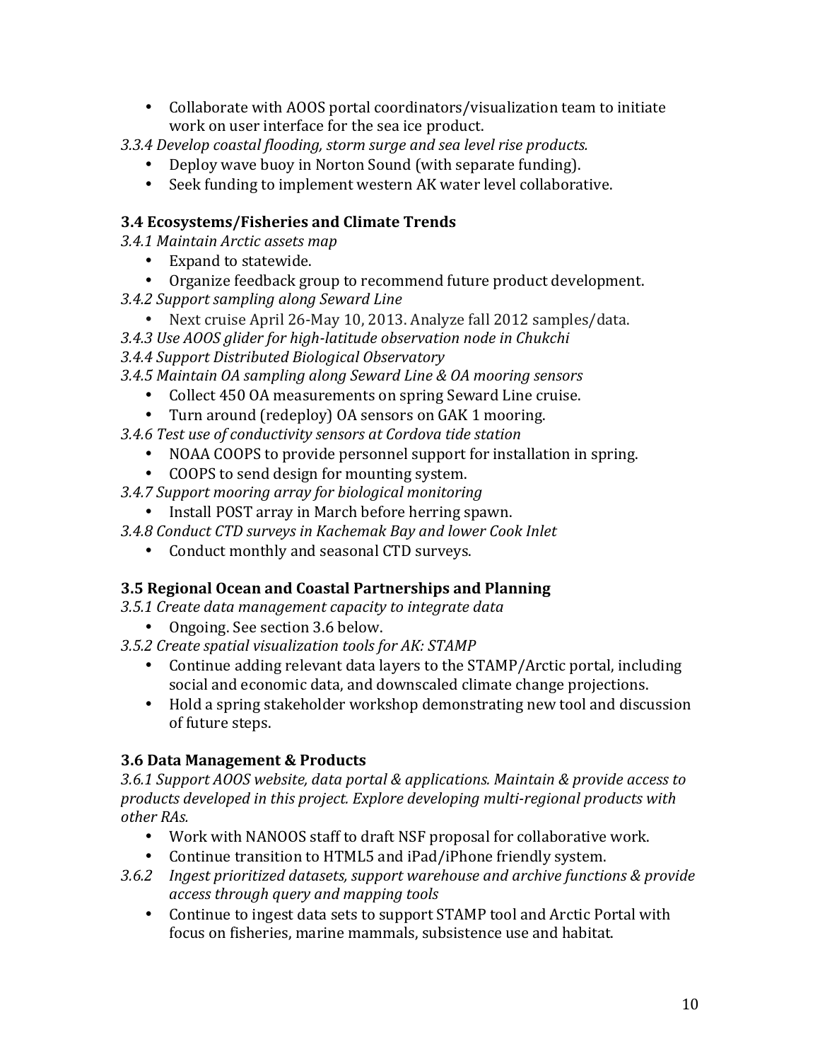- Collaborate with AOOS portal coordinators/visualization team to initiate work on user interface for the sea ice product.

*3.3.4 Develop coastal flooding, storm surge and sea level rise products.*

- Deploy wave buoy in Norton Sound (with separate funding).
- Seek funding to implement western AK water level collaborative.

### 3.4 Ecosystems/Fisheries and Climate Trends

*3.4.1 Maintain Arctic assets map*

- Expand to statewide.
- Organize feedback group to recommend future product development.

*3.4.2 Support sampling along Seward Line*

- Next cruise April 26-May 10, 2013. Analyze fall 2012 samples/data.

*3.4.3 Use AOOS glider for high-latitude observation node in Chukchi*

*3.4.4 Support Distributed Biological Observatory*

*3.4.5 Maintain OA sampling along Seward Line & OA mooring sensors*

- Collect 450 OA measurements on spring Seward Line cruise.
- Turn around (redeploy) OA sensors on GAK 1 mooring.

*3.4.6 Test use of conductivity sensors at Cordova tide station*

- NOAA COOPS to provide personnel support for installation in spring.
- COOPS to send design for mounting system.

*3.4.7 Support mooring array for biological monitoring*

- Install POST array in March before herring spawn.

*3.4.8 Conduct CTD surveys in Kachemak Bay and lower Cook Inlet*

- Conduct monthly and seasonal CTD surveys.

### 3.5 Regional Ocean and Coastal Partnerships and Planning

*3.5.1 Create data management capacity to integrate data*

- Ongoing. See section 3.6 below.

*3.5.2 Create spatial visualization tools for AK: STAMP*

- Continue adding relevant data layers to the STAMP/Arctic portal, including social and economic data, and downscaled climate change projections.
- Hold a spring stakeholder workshop demonstrating new tool and discussion of future steps.

### 3.6 Data Management & Products

*3.6.1 Support AOOS website, data portal & applications. Maintain & provide access to products developed in this project. Explore developing multi-regional products with other RAs.*

- Work with NANOOS staff to draft NSF proposal for collaborative work.
- Continue transition to HTML5 and iPad/iPhone friendly system.

*3.6.2 Ingest prioritized datasets, support warehouse and archive functions & provide access through query and mapping tools*

- Continue to ingest data sets to support STAMP tool and Arctic Portal with focus on fisheries, marine mammals, subsistence use and habitat.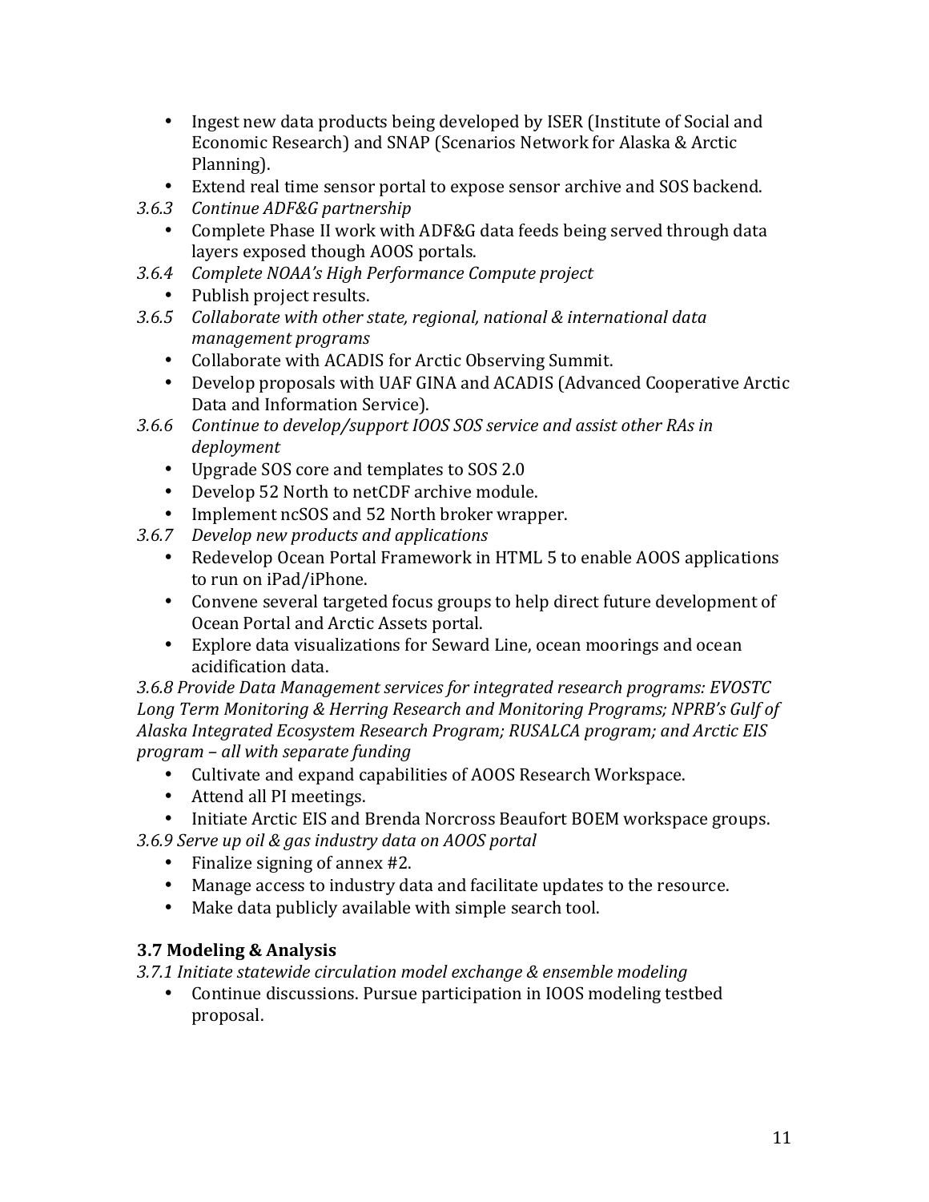- Ingest new data products being developed by ISER (Institute of Social and Economic Research) and SNAP (Scenarios Network for Alaska & Arctic Planning).
- Extend real time sensor portal to expose sensor archive and SOS backend.

*3.6.3 Continue ADF&G partnership*

- Complete Phase II work with ADF&G data feeds being served through data layers exposed though AOOS portals.

*3.6.4 Complete NOAA's High Performance Compute project*

- Publish project results.

*3.6.5 Collaborate with other state, regional, national & international data management programs*

- Collaborate with ACADIS for Arctic Observing Summit.
- Develop proposals with UAF GINA and ACADIS (Advanced Cooperative Arctic Data and Information Service).

*3.6.6 Continue to develop/support IOOS SOS service and assist other RAs in deployment*

- Upgrade SOS core and templates to SOS 2.0
- Develop 52 North to netCDF archive module.
- Implement ncSOS and 52 North broker wrapper.

*3.6.7 Develop new products and applications*

- Redevelop Ocean Portal Framework in HTML 5 to enable AOOS applications to run on iPad/iPhone.
- Convene several targeted focus groups to help direct future development of Ocean Portal and Arctic Assets portal.
- Explore data visualizations for Seward Line, ocean moorings and ocean acidification data.

*3.6.8 Provide Data Management services for integrated research programs: EVOSTC Long Term Monitoring & Herring Research and Monitoring Programs; NPRB's Gulf of Alaska Integrated Ecosystem Research Program; RUSALCA program; and Arctic EIS program – all with separate funding*

- Cultivate and expand capabilities of AOOS Research Workspace.
- Attend all PI meetings.
- Initiate Arctic EIS and Brenda Norcross Beaufort BOEM workspace groups.

*3.6.9 Serve up oil & gas industry data on AOOS portal*

- Finalize signing of annex #2.
- Manage access to industry data and facilitate updates to the resource.
- Make data publicly available with simple search tool.

### 3.7 Modeling & Analysis

*3.7.1 Initiate statewide circulation model exchange & ensemble modeling*

- Continue discussions. Pursue participation in IOOS modeling testbed proposal.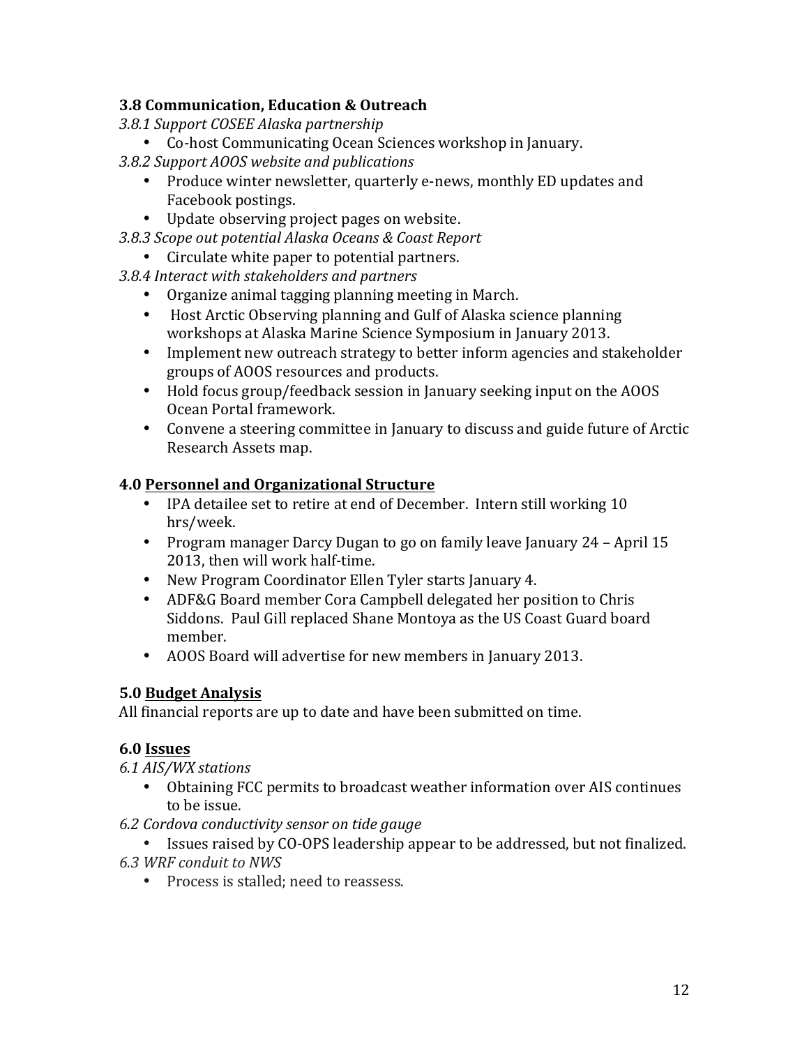### 3.8 Communication, Education & Outreach

*3.8.1 Support COSEE Alaska partnership*

- Co-host Communicating Ocean Sciences workshop in January.

*3.8.2 Support AOOS website and publications*

- Produce winter newsletter, quarterly e-news, monthly ED updates and Facebook postings.
- Update observing project pages on website.

*3.8.3 Scope out potential Alaska Oceans & Coast Report*

- Circulate white paper to potential partners.

*3.8.4 Interact with stakeholders and partners*

- Organize animal tagging planning meeting in March.
- Host Arctic Observing planning and Gulf of Alaska science planning workshops at Alaska Marine Science Symposium in January 2013.
- Implement new outreach strategy to better inform agencies and stakeholder groups of AOOS resources and products.
- Hold focus group/feedback session in January seeking input on the AOOS Ocean Portal framework.
- Convene a steering committee in January to discuss and guide future of Arctic Research Assets map.

### 4.0 Personnel and Organizational Structure

- IPA detailee set to retire at end of December. Intern still working 10 hrs/week.
- Program manager Darcy Dugan to go on family leave January 24 – April 15 2013, then will work half-time.
- New Program Coordinator Ellen Tyler starts January 4.
- ADF&G Board member Cora Campbell delegated her position to Chris Siddons. Paul Gill replaced Shane Montoya as the US Coast Guard board member.
- AOOS Board will advertise for new members in January 2013.

### 5.0 Budget Analysis

All financial reports are up to date and have been submitted on time.

### 6.0 Issues

*6.1 AIS/WX stations*

- Obtaining FCC permits to broadcast weather information over AIS continues to be issue.

*6.2 Cordova conductivity sensor on tide gauge*

- Issues raised by CO-OPS leadership appear to be addressed, but not finalized.

*6.3 WRF conduit to NWS*

- Process is stalled; need to reassess.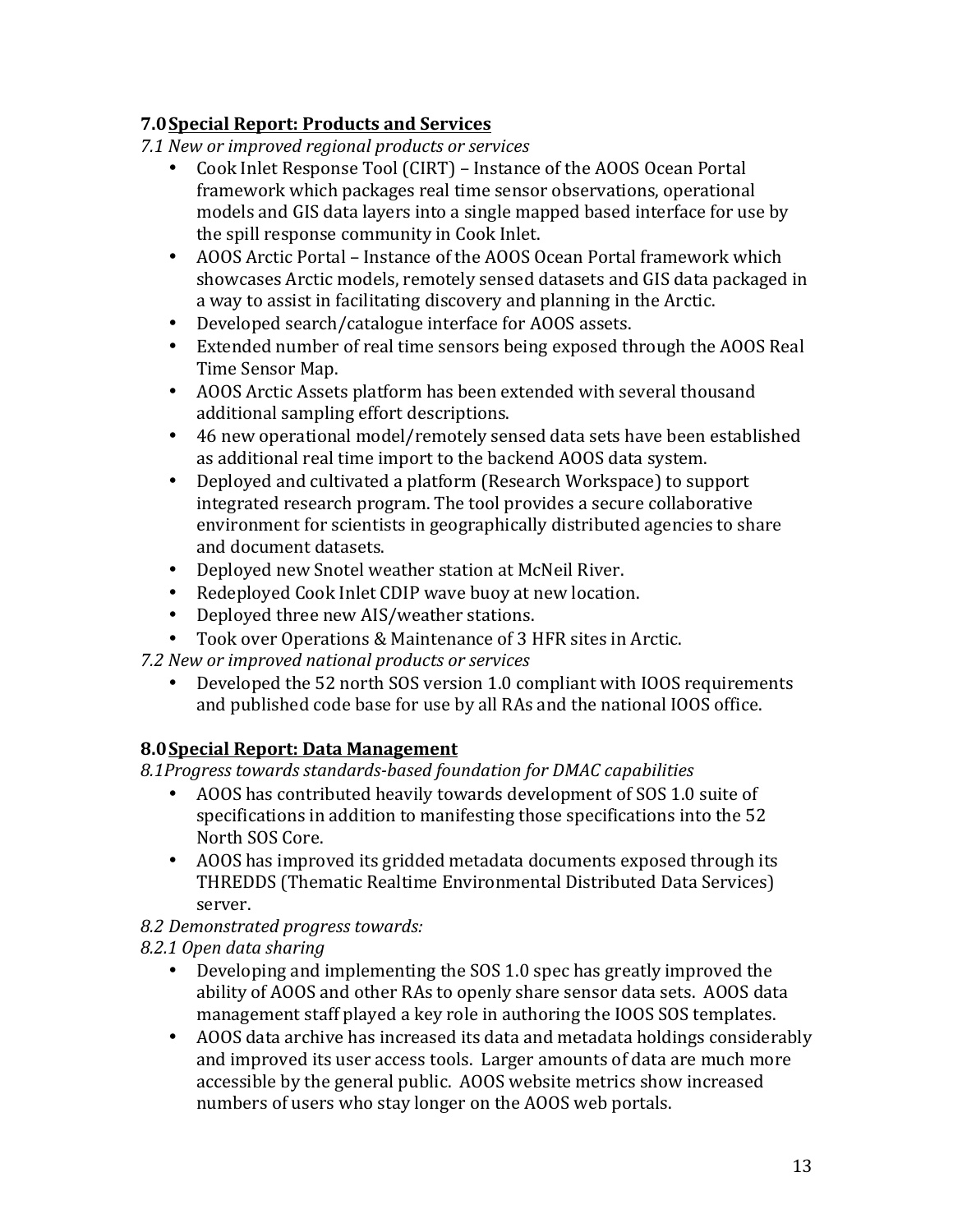## 7.0 Special Report: Products and Services

*7.1 New or improved regional products or services*

- Cook Inlet Response Tool (CIRT) – Instance of the AOOS Ocean Portal framework which packages real time sensor observations, operational models and GIS data layers into a single mapped based interface for use by the spill response community in Cook Inlet.
- AOOS Arctic Portal – Instance of the AOOS Ocean Portal framework which showcases Arctic models, remotely sensed datasets and GIS data packaged in a way to assist in facilitating discovery and planning in the Arctic.
- Developed search/catalogue interface for AOOS assets.
- Extended number of real time sensors being exposed through the AOOS Real Time Sensor Map.
- AOOS Arctic Assets platform has been extended with several thousand additional sampling effort descriptions.
- 46 new operational model/remotely sensed data sets have been established as additional real time import to the backend AOOS data system.
- Deployed and cultivated a platform (Research Workspace) to support integrated research program. The tool provides a secure collaborative environment for scientists in geographically distributed agencies to share and document datasets.
- Deployed new Snotel weather station at McNeil River.
- Redeployed Cook Inlet CDIP wave buoy at new location.
- Deployed three new AIS/weather stations.
- Took over Operations & Maintenance of 3 HFR sites in Arctic.

*7.2 New or improved national products or services*

- Developed the 52 north SOS version 1.0 compliant with IOOS requirements and published code base for use by all RAs and the national IOOS office.

## 8.0 Special Report: Data Management

*8.1Progress towards standards-based foundation for DMAC capabilities*

- AOOS has contributed heavily towards development of SOS 1.0 suite of specifications in addition to manifesting those specifications into the 52 North SOS Core.
- AOOS has improved its gridded metadata documents exposed through its THREDDS (Thematic Realtime Environmental Distributed Data Services) server.

*8.2 Demonstrated progress towards:*

*8.2.1 Open data sharing*

- Developing and implementing the SOS 1.0 spec has greatly improved the ability of AOOS and other RAs to openly share sensor data sets. AOOS data management staff played a key role in authoring the IOOS SOS templates.
- AOOS data archive has increased its data and metadata holdings considerably and improved its user access tools. Larger amounts of data are much more accessible by the general public. AOOS website metrics show increased numbers of users who stay longer on the AOOS web portals.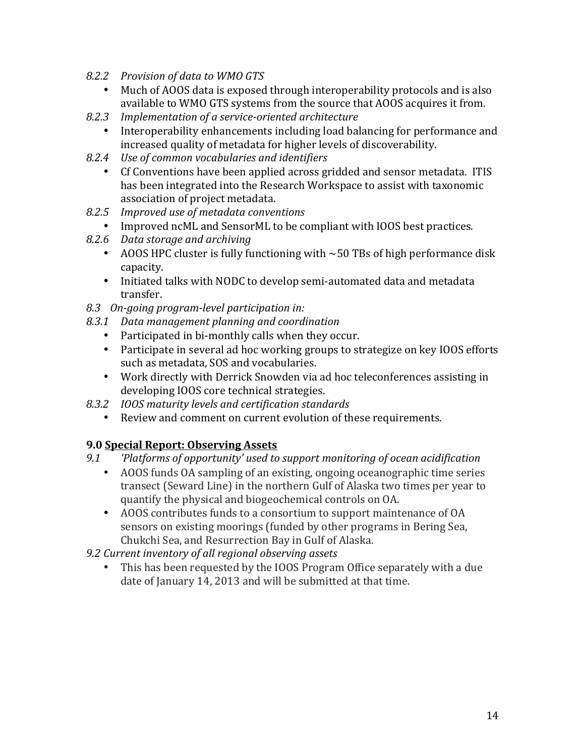*8.2.2 Provision of data to WMO GTS*

- Much of AOOS data is exposed through interoperability protocols and is also available to WMO GTS systems from the source that AOOS acquires it from.

*8.2.3 Implementation of a service-oriented architecture*

- Interoperability enhancements including load balancing for performance and increased quality of metadata for higher levels of discoverability.

*8.2.4 Use of common vocabularies and identifiers*

- Cf Conventions have been applied across gridded and sensor metadata. ITIS has been integrated into the Research Workspace to assist with taxonomic association of project metadata.

*8.2.5 Improved use of metadata conventions*

- Improved ncML and SensorML to be compliant with IOOS best practices.

*8.2.6 Data storage and archiving*

- AOOS HPC cluster is fully functioning with ~50 TBs of high performance disk capacity.
- Initiated talks with NODC to develop semi-automated data and metadata transfer.

*8.3 On-going program-level participation in:*

*8.3.1 Data management planning and coordination*

- Participated in bi-monthly calls when they occur.
- Participate in several ad hoc working groups to strategize on key IOOS efforts such as metadata, SOS and vocabularies.
- Work directly with Derrick Snowden via ad hoc teleconferences assisting in developing IOOS core technical strategies.

*8.3.2 IOOS maturity levels and certification standards*

- Review and comment on current evolution of these requirements.

## 9.0 Special Report: Observing Assets

*9.1 'Platforms of opportunity' used to support monitoring of ocean acidification*

- AOOS funds OA sampling of an existing, ongoing oceanographic time series transect (Seward Line) in the northern Gulf of Alaska two times per year to quantify the physical and biogeochemical controls on OA.
- AOOS contributes funds to a consortium to support maintenance of OA sensors on existing moorings (funded by other programs in Bering Sea, Chukchi Sea, and Resurrection Bay in Gulf of Alaska.

*9.2 Current inventory of all regional observing assets*

- This has been requested by the IOOS Program Office separately with a due date of January 14, 2013 and will be submitted at that time.